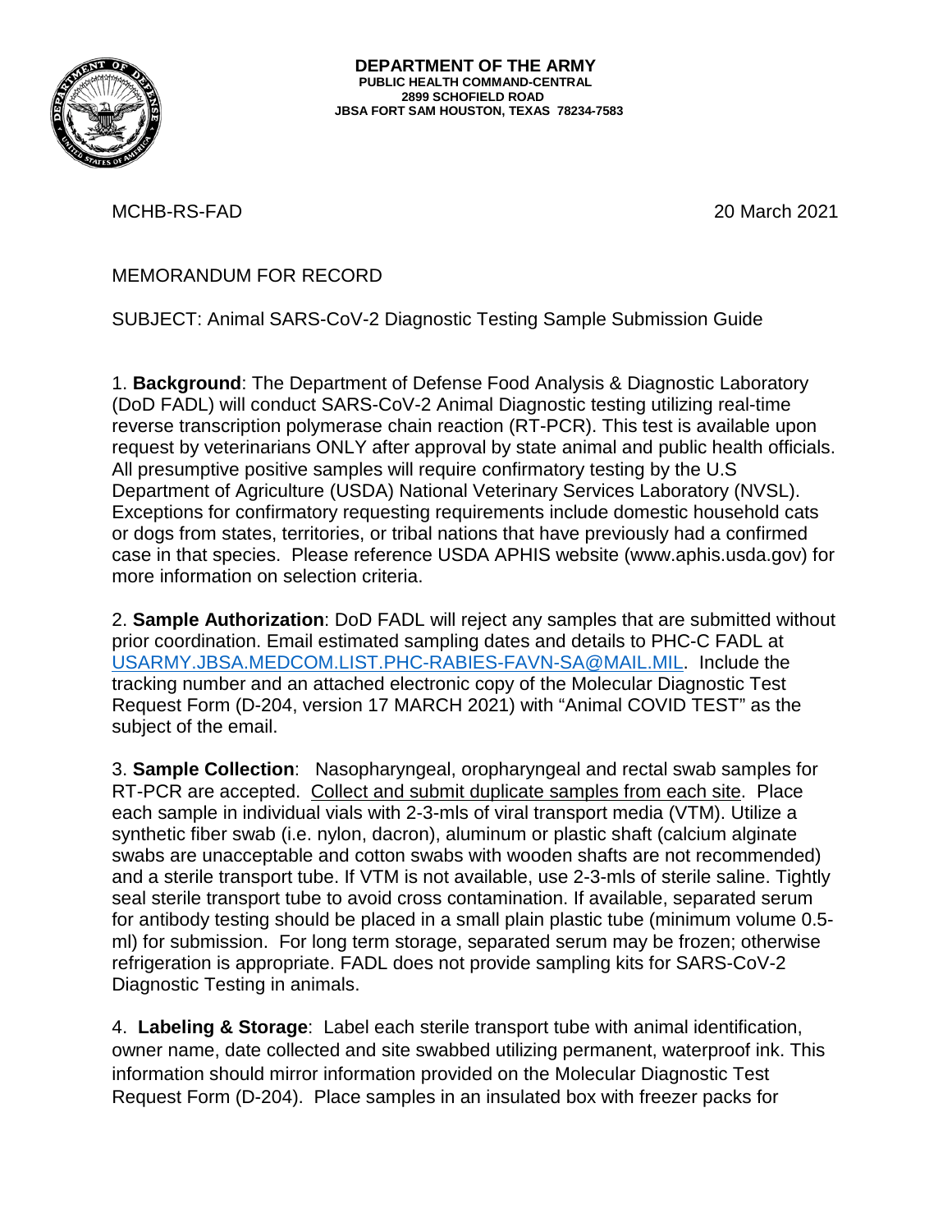**DEPARTMENT OF THE ARMY**
**PUBLIC HEALTH COMMAND-CENTRAL**
**2899 SCHOFIELD ROAD**
**JBSA FORT SAM HOUSTON, TEXAS 78234-7583**

MCHB-RS-FAD 20 March 2021

MEMORANDUM FOR RECORD

SUBJECT: Animal SARS-CoV-2 Diagnostic Testing Sample Submission Guide

1. **Background**: The Department of Defense Food Analysis & Diagnostic Laboratory (DoD FADL) will conduct SARS-CoV-2 Animal Diagnostic testing utilizing real-time reverse transcription polymerase chain reaction (RT-PCR). This test is available upon request by veterinarians ONLY after approval by state animal and public health officials. All presumptive positive samples will require confirmatory testing by the U.S Department of Agriculture (USDA) National Veterinary Services Laboratory (NVSL). Exceptions for confirmatory requesting requirements include domestic household cats or dogs from states, territories, or tribal nations that have previously had a confirmed case in that species. Please reference USDA APHIS website (www.aphis.usda.gov) for more information on selection criteria.

2. **Sample Authorization**: DoD FADL will reject any samples that are submitted without prior coordination. Email estimated sampling dates and details to PHC-C FADL at USARMY.JBSA.MEDCOM.LIST.PHC-RABIES-FAVN-SA@MAIL.MIL. Include the tracking number and an attached electronic copy of the Molecular Diagnostic Test Request Form (D-204, version 17 MARCH 2021) with "Animal COVID TEST" as the subject of the email.

3. **Sample Collection**: Nasopharyngeal, oropharyngeal and rectal swab samples for RT-PCR are accepted. <u>Collect and submit duplicate samples from each site</u>. Place each sample in individual vials with 2-3-mls of viral transport media (VTM). Utilize a synthetic fiber swab (i.e. nylon, dacron), aluminum or plastic shaft (calcium alginate swabs are unacceptable and cotton swabs with wooden shafts are not recommended) and a sterile transport tube. If VTM is not available, use 2-3-mls of sterile saline. Tightly seal sterile transport tube to avoid cross contamination. If available, separated serum for antibody testing should be placed in a small plain plastic tube (minimum volume 0.5-ml) for submission. For long term storage, separated serum may be frozen; otherwise refrigeration is appropriate. FADL does not provide sampling kits for SARS-CoV-2 Diagnostic Testing in animals.

4. **Labeling & Storage**: Label each sterile transport tube with animal identification, owner name, date collected and site swabbed utilizing permanent, waterproof ink. This information should mirror information provided on the Molecular Diagnostic Test Request Form (D-204). Place samples in an insulated box with freezer packs for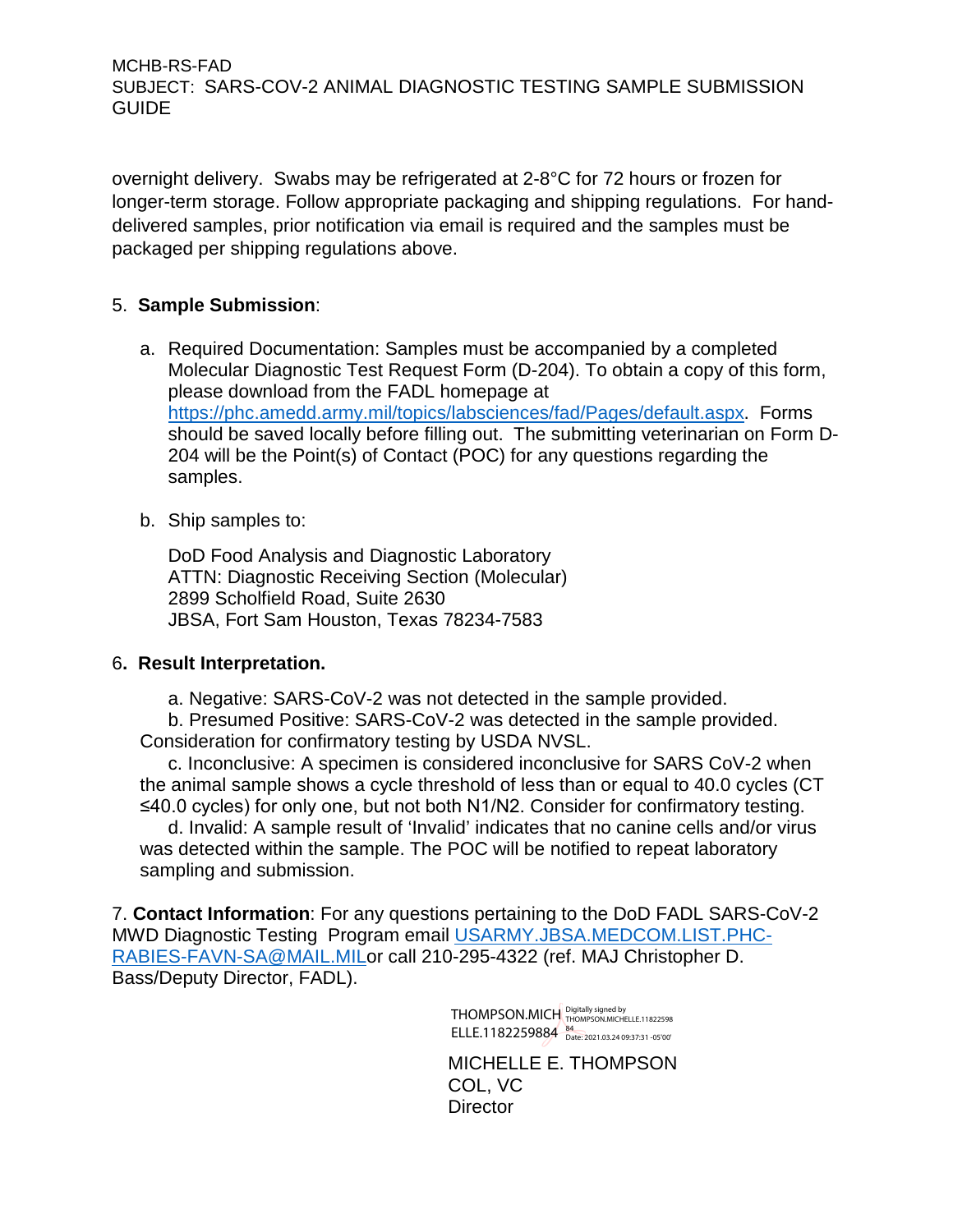overnight delivery. Swabs may be refrigerated at 2-8°C for 72 hours or frozen for longer-term storage. Follow appropriate packaging and shipping regulations. For hand-delivered samples, prior notification via email is required and the samples must be packaged per shipping regulations above.

5. **Sample Submission**:

a. Required Documentation: Samples must be accompanied by a completed Molecular Diagnostic Test Request Form (D-204). To obtain a copy of this form, please download from the FADL homepage at https://phc.amedd.army.mil/topics/labsciences/fad/Pages/default.aspx. Forms should be saved locally before filling out. The submitting veterinarian on Form D-204 will be the Point(s) of Contact (POC) for any questions regarding the samples.

b. Ship samples to:

DoD Food Analysis and Diagnostic Laboratory
ATTN: Diagnostic Receiving Section (Molecular)
2899 Scholfield Road, Suite 2630
JBSA, Fort Sam Houston, Texas 78234-7583

6**. Result Interpretation.**

a. Negative: SARS-CoV-2 was not detected in the sample provided.

b. Presumed Positive: SARS-CoV-2 was detected in the sample provided. Consideration for confirmatory testing by USDA NVSL.

c. Inconclusive: A specimen is considered inconclusive for SARS CoV-2 when the animal sample shows a cycle threshold of less than or equal to 40.0 cycles (CT ≤40.0 cycles) for only one, but not both N1/N2. Consider for confirmatory testing.

d. Invalid: A sample result of 'Invalid' indicates that no canine cells and/or virus was detected within the sample. The POC will be notified to repeat laboratory sampling and submission.

7. **Contact Information**: For any questions pertaining to the DoD FADL SARS-CoV-2 MWD Diagnostic Testing Program email USARMY.JBSA.MEDCOM.LIST.PHC-RABIES-FAVN-SA@MAIL.MILor call 210-295-4322 (ref. MAJ Christopher D. Bass/Deputy Director, FADL).

THOMPSON.MICHELLE.1182259884 Digitally signed by THOMPSON.MICHELLE.1182259884 Date: 2021.03.24 09:37:31 -05'00'

MICHELLE E. THOMPSON
COL, VC
Director